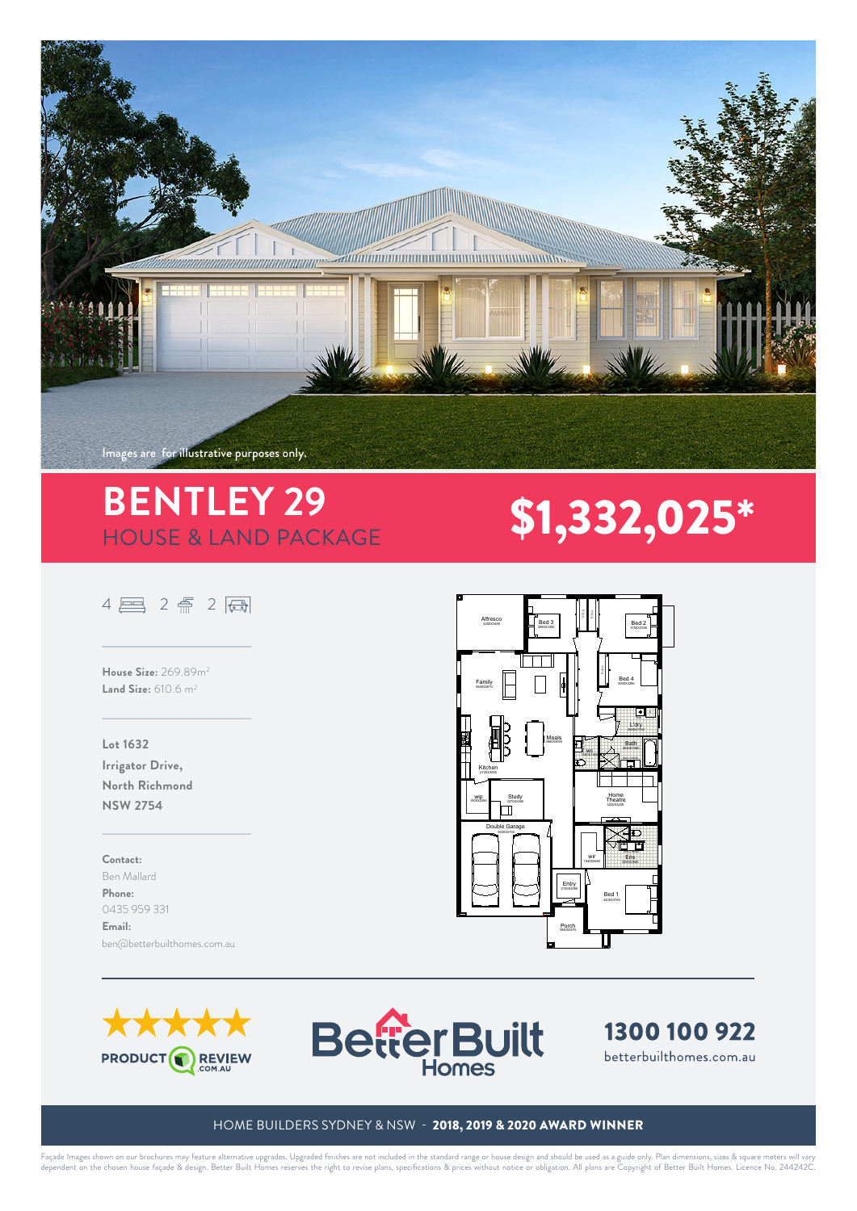Images are for illustrative purposes only.

# BENTLEY 29

## HOUSE & LAND PACKAGE

# $1,332,025*

4 2 2

**House Size:** 269.89m²
**Land Size:** 610.6 m²

**Lot 1632**
**Irrigator Drive,**
**North Richmond**
**NSW 2754**

**Contact:**
Ben Mallard
**Phone:**
0435 959 331
**Email:**
ben@betterbuilthomes.com.au

Alfresco, Bed 3, Bed 2, Family, Bed 4, Meals, Ldry, Bath, Kitchen, wc, wip, Study, Home Theatre, Double Garage, wir, Ens, Entry, Bed 1, Porch

PRODUCT REVIEW .COM.AU

Better Built Homes

**1300 100 922**
betterbuilthomes.com.au

HOME BUILDERS SYDNEY & NSW - **2018, 2019 & 2020 AWARD WINNER**

Façade Images shown on our brochures may feature alternative upgrades. Upgraded finishes are not included in the standard range or house design and should be used as a guide only. Plan dimensions, sizes & square meters will vary dependent on the chosen house façade & design. Better Built Homes reserves the right to revise plans, specifications & prices without notice or obligation. All plans are Copyright of Better Built Homes. Licence No. 244242C.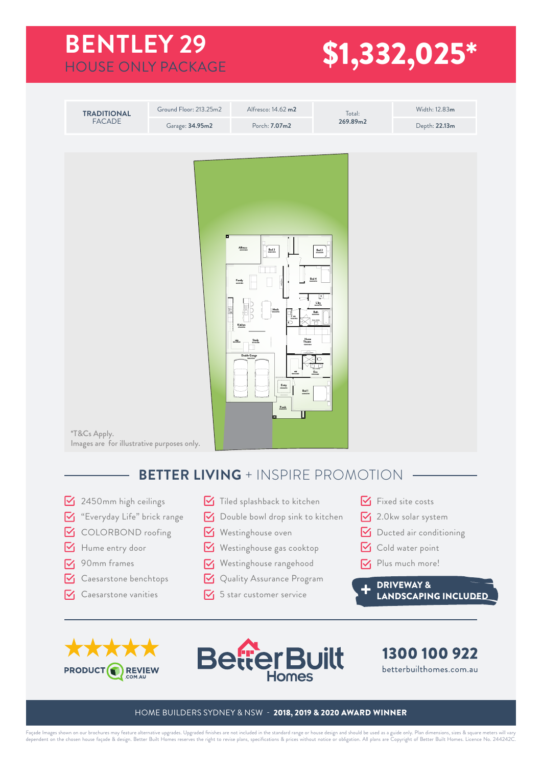# BENTLEY 29

## HOUSE ONLY PACKAGE

# $1,332,025*

| | | | | |
|---|---|---|---|---|
| **TRADITIONAL** FACADE | Ground Floor: 213.25m2 | Alfresco: 14.62 **m2** | Total: **269.89m2** | Width: 12.83**m** |
| | Garage: **34.95m2** | Porch: **7.07m2** | | Depth: **22.13m** |

*T&Cs Apply.
Images are for illustrative purposes only.

## BETTER LIVING + INSPIRE PROMOTION

- 2450mm high ceilings
- "Everyday Life" brick range
- COLORBOND roofing
- Hume entry door
- 90mm frames
- Caesarstone benchtops
- Caesarstone vanities
- Tiled splashback to kitchen
- Double bowl drop sink to kitchen
- Westinghouse oven
- Westinghouse gas cooktop
- Westinghouse rangehood
- Quality Assurance Program
- 5 star customer service
- Fixed site costs
- 2.0kw solar system
- Ducted air conditioning
- Cold water point
- Plus much more!

**+ DRIVEWAY & LANDSCAPING INCLUDED**

PRODUCT REVIEW .COM.AU

BetterBuilt Homes

**1300 100 922**
betterbuilthomes.com.au

HOME BUILDERS SYDNEY & NSW - **2018, 2019 & 2020 AWARD WINNER**

Façade Images shown on our brochures may feature alternative upgrades. Upgraded finishes are not included in the standard range or house design and should be used as a guide only. Plan dimensions, sizes & square meters will vary dependent on the chosen house façade & design. Better Built Homes reserves the right to revise plans, specifications & prices without notice or obligation. All plans are Copyright of Better Built Homes. Licence No. 244242C.